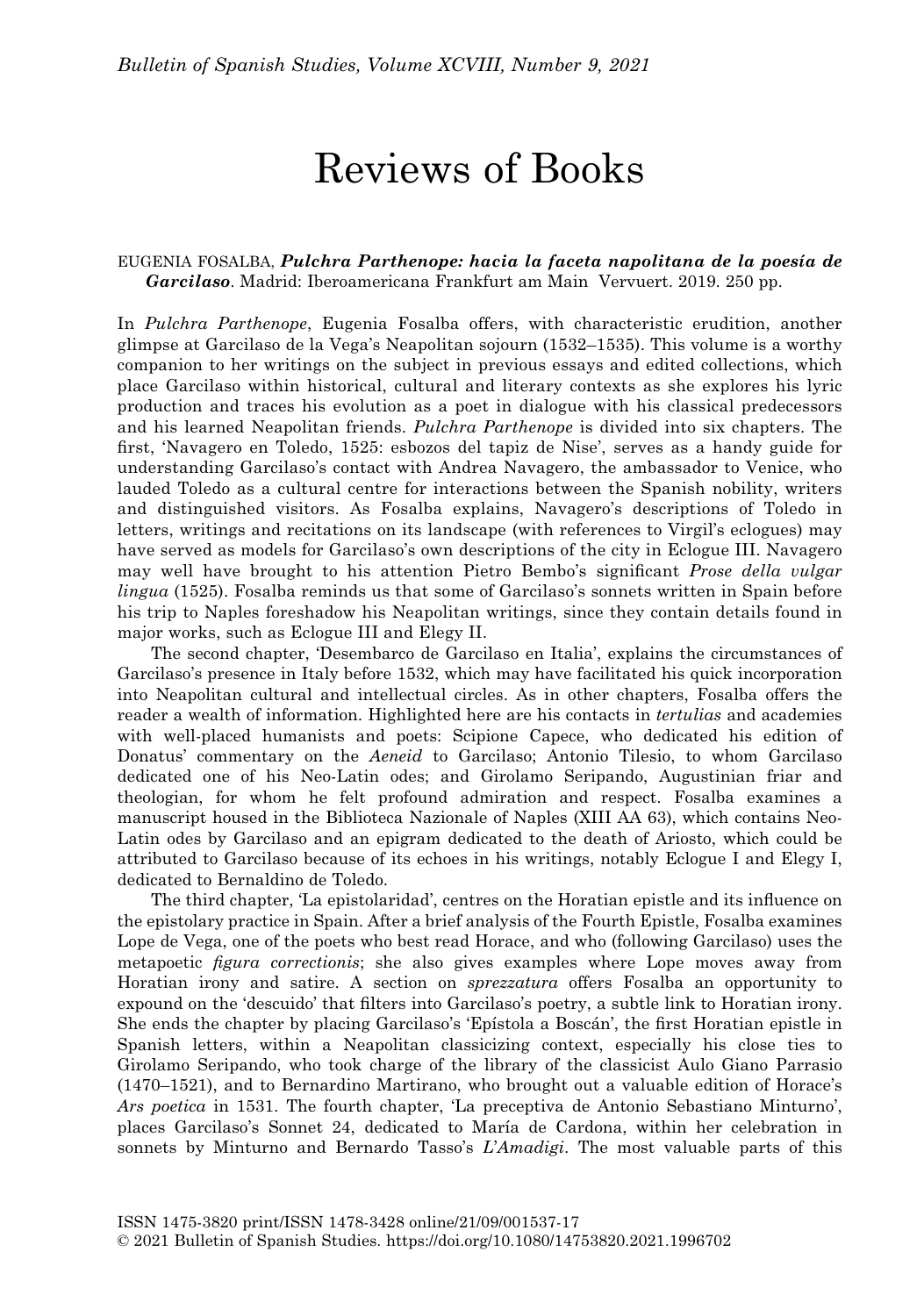# Reviews of Books

EUGENIA FOSALBA, ***Pulchra Parthenope: hacia la faceta napolitana de la poesía de Garcilaso***. Madrid: Iberoamericana Frankfurt am Main Vervuert. 2019. 250 pp.

In *Pulchra Parthenope*, Eugenia Fosalba offers, with characteristic erudition, another glimpse at Garcilaso de la Vega's Neapolitan sojourn (1532–1535). This volume is a worthy companion to her writings on the subject in previous essays and edited collections, which place Garcilaso within historical, cultural and literary contexts as she explores his lyric production and traces his evolution as a poet in dialogue with his classical predecessors and his learned Neapolitan friends. *Pulchra Parthenope* is divided into six chapters. The first, 'Navagero en Toledo, 1525: esbozos del tapiz de Nise', serves as a handy guide for understanding Garcilaso's contact with Andrea Navagero, the ambassador to Venice, who lauded Toledo as a cultural centre for interactions between the Spanish nobility, writers and distinguished visitors. As Fosalba explains, Navagero's descriptions of Toledo in letters, writings and recitations on its landscape (with references to Virgil's eclogues) may have served as models for Garcilaso's own descriptions of the city in Eclogue III. Navagero may well have brought to his attention Pietro Bembo's significant *Prose della vulgar lingua* (1525). Fosalba reminds us that some of Garcilaso's sonnets written in Spain before his trip to Naples foreshadow his Neapolitan writings, since they contain details found in major works, such as Eclogue III and Elegy II.

The second chapter, 'Desembarco de Garcilaso en Italia', explains the circumstances of Garcilaso's presence in Italy before 1532, which may have facilitated his quick incorporation into Neapolitan cultural and intellectual circles. As in other chapters, Fosalba offers the reader a wealth of information. Highlighted here are his contacts in *tertulias* and academies with well-placed humanists and poets: Scipione Capece, who dedicated his edition of Donatus' commentary on the *Aeneid* to Garcilaso; Antonio Tilesio, to whom Garcilaso dedicated one of his Neo-Latin odes; and Girolamo Seripando, Augustinian friar and theologian, for whom he felt profound admiration and respect. Fosalba examines a manuscript housed in the Biblioteca Nazionale of Naples (XIII AA 63), which contains Neo-Latin odes by Garcilaso and an epigram dedicated to the death of Ariosto, which could be attributed to Garcilaso because of its echoes in his writings, notably Eclogue I and Elegy I, dedicated to Bernaldino de Toledo.

The third chapter, 'La epistolaridad', centres on the Horatian epistle and its influence on the epistolary practice in Spain. After a brief analysis of the Fourth Epistle, Fosalba examines Lope de Vega, one of the poets who best read Horace, and who (following Garcilaso) uses the metapoetic *figura correctionis*; she also gives examples where Lope moves away from Horatian irony and satire. A section on *sprezzatura* offers Fosalba an opportunity to expound on the 'descuido' that filters into Garcilaso's poetry, a subtle link to Horatian irony. She ends the chapter by placing Garcilaso's 'Epístola a Boscán', the first Horatian epistle in Spanish letters, within a Neapolitan classicizing context, especially his close ties to Girolamo Seripando, who took charge of the library of the classicist Aulo Giano Parrasio (1470–1521), and to Bernardino Martirano, who brought out a valuable edition of Horace's *Ars poetica* in 1531. The fourth chapter, 'La preceptiva de Antonio Sebastiano Minturno', places Garcilaso's Sonnet 24, dedicated to María de Cardona, within her celebration in sonnets by Minturno and Bernardo Tasso's *L'Amadigi*. The most valuable parts of this

ISSN 1475-3820 print/ISSN 1478-3428 online/21/09/001537-17
© 2021 Bulletin of Spanish Studies. https://doi.org/10.1080/14753820.2021.1996702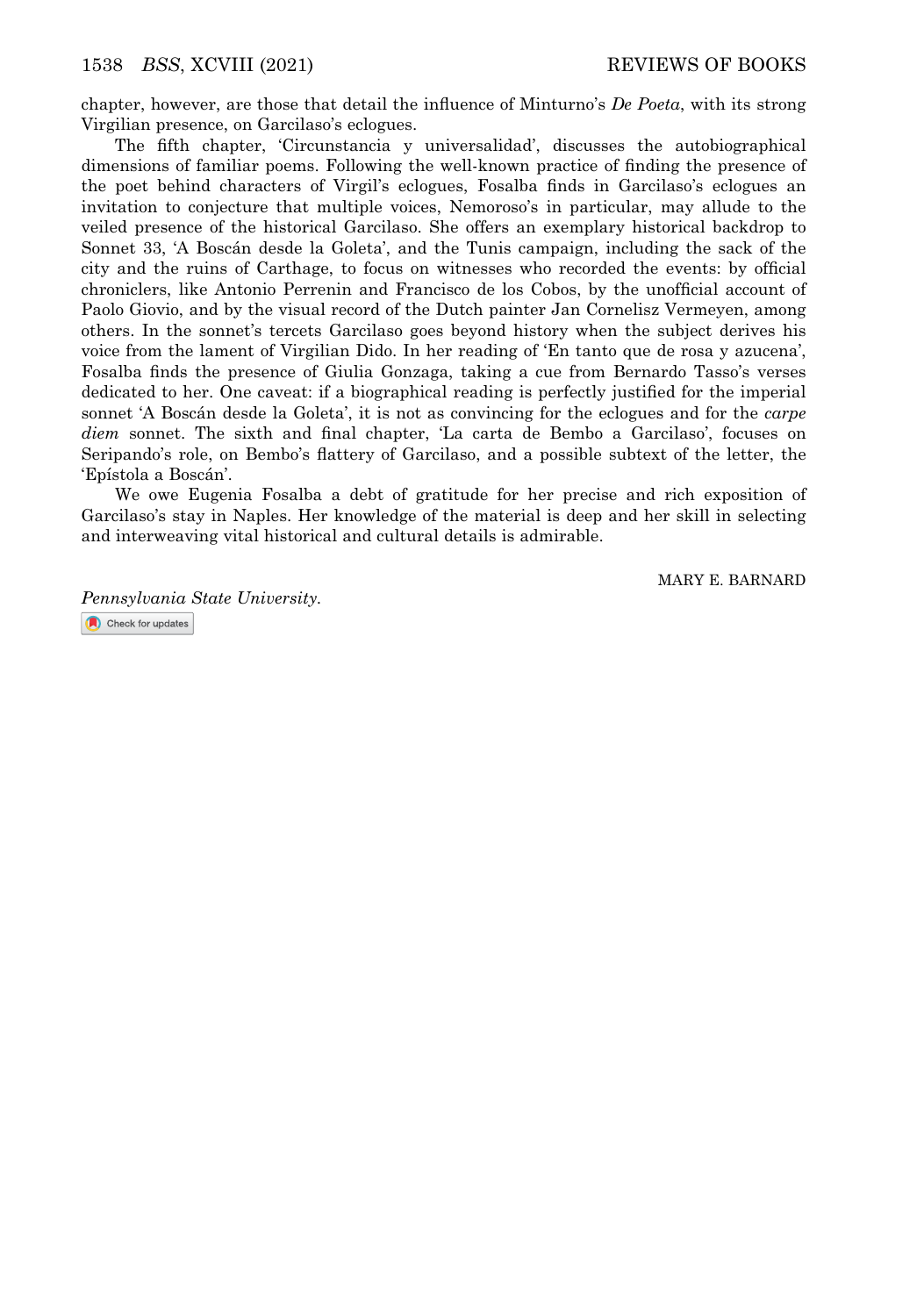chapter, however, are those that detail the influence of Minturno's *De Poeta*, with its strong Virgilian presence, on Garcilaso's eclogues.

The fifth chapter, 'Circunstancia y universalidad', discusses the autobiographical dimensions of familiar poems. Following the well-known practice of finding the presence of the poet behind characters of Virgil's eclogues, Fosalba finds in Garcilaso's eclogues an invitation to conjecture that multiple voices, Nemoroso's in particular, may allude to the veiled presence of the historical Garcilaso. She offers an exemplary historical backdrop to Sonnet 33, 'A Boscán desde la Goleta', and the Tunis campaign, including the sack of the city and the ruins of Carthage, to focus on witnesses who recorded the events: by official chroniclers, like Antonio Perrenin and Francisco de los Cobos, by the unofficial account of Paolo Giovio, and by the visual record of the Dutch painter Jan Cornelisz Vermeyen, among others. In the sonnet's tercets Garcilaso goes beyond history when the subject derives his voice from the lament of Virgilian Dido. In her reading of 'En tanto que de rosa y azucena', Fosalba finds the presence of Giulia Gonzaga, taking a cue from Bernardo Tasso's verses dedicated to her. One caveat: if a biographical reading is perfectly justified for the imperial sonnet 'A Boscán desde la Goleta', it is not as convincing for the eclogues and for the *carpe diem* sonnet. The sixth and final chapter, 'La carta de Bembo a Garcilaso', focuses on Seripando's role, on Bembo's flattery of Garcilaso, and a possible subtext of the letter, the 'Epístola a Boscán'.

We owe Eugenia Fosalba a debt of gratitude for her precise and rich exposition of Garcilaso's stay in Naples. Her knowledge of the material is deep and her skill in selecting and interweaving vital historical and cultural details is admirable.

MARY E. BARNARD

*Pennsylvania State University.*